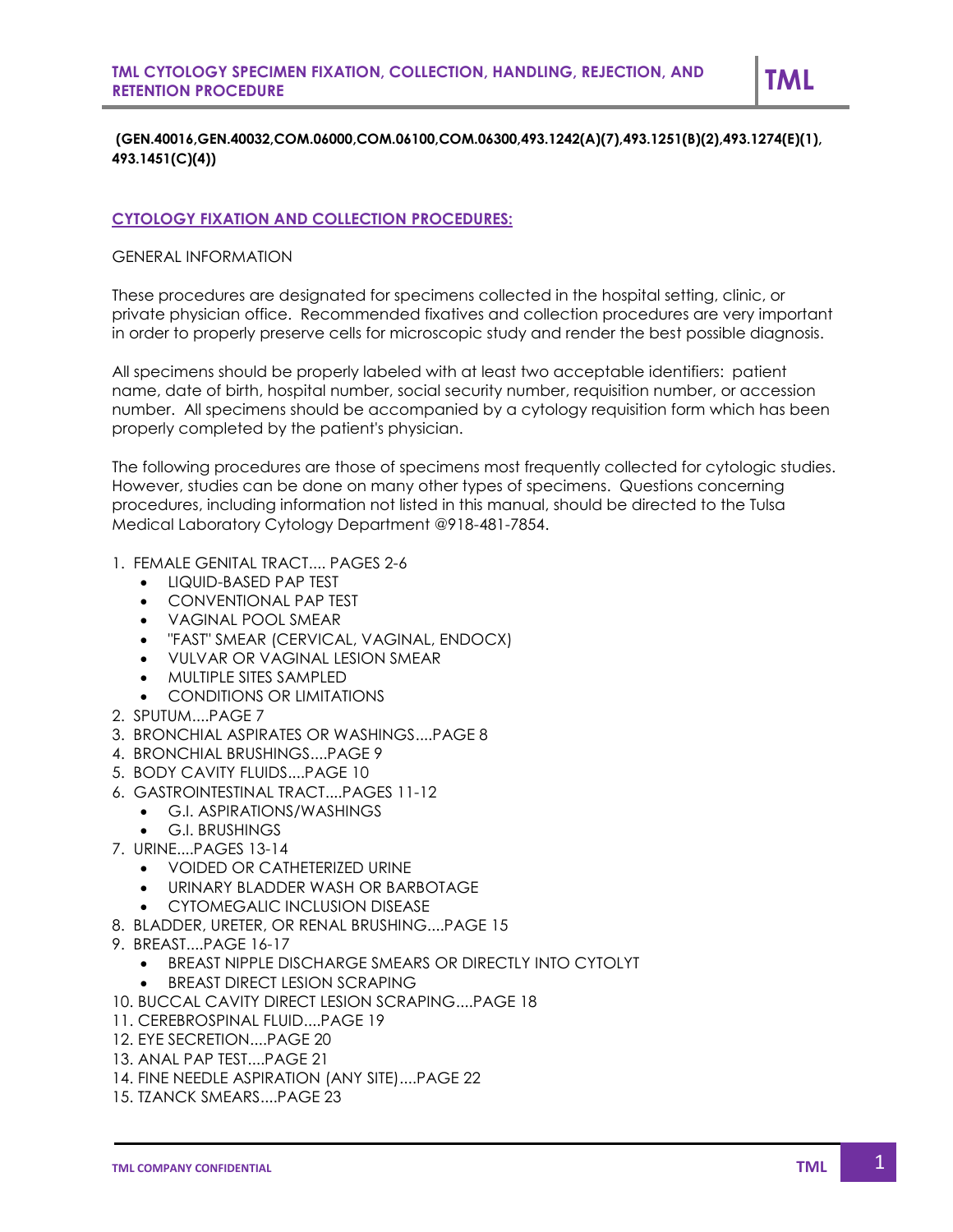# TML CYTOLOGY SPECIMEN FIXATION, COLLECTION, HANDLING, REJECTION, AND RETENTION PROCEDURE

**(GEN.40016,GEN.40032,COM.06000,COM.06100,COM.06300,493.1242(A)(7),493.1251(B)(2),493.1274(E)(1), 493.1451(C)(4))**

## CYTOLOGY FIXATION AND COLLECTION PROCEDURES:

GENERAL INFORMATION

These procedures are designated for specimens collected in the hospital setting, clinic, or private physician office. Recommended fixatives and collection procedures are very important in order to properly preserve cells for microscopic study and render the best possible diagnosis.

All specimens should be properly labeled with at least two acceptable identifiers: patient name, date of birth, hospital number, social security number, requisition number, or accession number. All specimens should be accompanied by a cytology requisition form which has been properly completed by the patient's physician.

The following procedures are those of specimens most frequently collected for cytologic studies. However, studies can be done on many other types of specimens. Questions concerning procedures, including information not listed in this manual, should be directed to the Tulsa Medical Laboratory Cytology Department @918-481-7854.

1. FEMALE GENITAL TRACT.... PAGES 2-6
   - LIQUID-BASED PAP TEST
   - CONVENTIONAL PAP TEST
   - VAGINAL POOL SMEAR
   - "FAST" SMEAR (CERVICAL, VAGINAL, ENDOCX)
   - VULVAR OR VAGINAL LESION SMEAR
   - MULTIPLE SITES SAMPLED
   - CONDITIONS OR LIMITATIONS
2. SPUTUM....PAGE 7
3. BRONCHIAL ASPIRATES OR WASHINGS....PAGE 8
4. BRONCHIAL BRUSHINGS....PAGE 9
5. BODY CAVITY FLUIDS....PAGE 10
6. GASTROINTESTINAL TRACT....PAGES 11-12
   - G.I. ASPIRATIONS/WASHINGS
   - G.I. BRUSHINGS
7. URINE....PAGES 13-14
   - VOIDED OR CATHETERIZED URINE
   - URINARY BLADDER WASH OR BARBOTAGE
   - CYTOMEGALIC INCLUSION DISEASE
8. BLADDER, URETER, OR RENAL BRUSHING....PAGE 15
9. BREAST....PAGE 16-17
   - BREAST NIPPLE DISCHARGE SMEARS OR DIRECTLY INTO CYTOLYT
   - BREAST DIRECT LESION SCRAPING
10. BUCCAL CAVITY DIRECT LESION SCRAPING....PAGE 18
11. CEREBROSPINAL FLUID....PAGE 19
12. EYE SECRETION....PAGE 20
13. ANAL PAP TEST....PAGE 21
14. FINE NEEDLE ASPIRATION (ANY SITE)....PAGE 22
15. TZANCK SMEARS....PAGE 23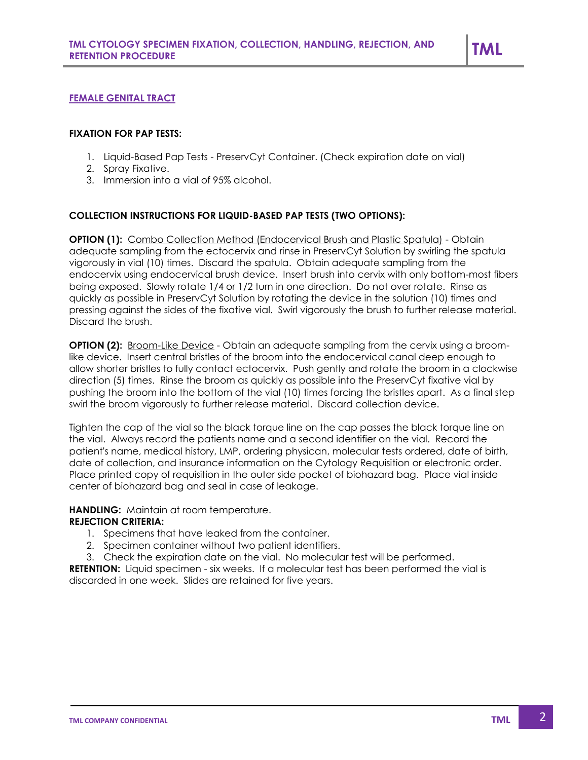## FEMALE GENITAL TRACT

### FIXATION FOR PAP TESTS:

1. Liquid-Based Pap Tests - PreservCyt Container. (Check expiration date on vial)
2. Spray Fixative.
3. Immersion into a vial of 95% alcohol.

### COLLECTION INSTRUCTIONS FOR LIQUID-BASED PAP TESTS (TWO OPTIONS):

**OPTION (1):** Combo Collection Method (Endocervical Brush and Plastic Spatula) - Obtain adequate sampling from the ectocervix and rinse in PreservCyt Solution by swirling the spatula vigorously in vial (10) times. Discard the spatula. Obtain adequate sampling from the endocervix using endocervical brush device. Insert brush into cervix with only bottom-most fibers being exposed. Slowly rotate 1/4 or 1/2 turn in one direction. Do not over rotate. Rinse as quickly as possible in PreservCyt Solution by rotating the device in the solution (10) times and pressing against the sides of the fixative vial. Swirl vigorously the brush to further release material. Discard the brush.

**OPTION (2):** Broom-Like Device - Obtain an adequate sampling from the cervix using a broom-like device. Insert central bristles of the broom into the endocervical canal deep enough to allow shorter bristles to fully contact ectocervix. Push gently and rotate the broom in a clockwise direction (5) times. Rinse the broom as quickly as possible into the PreservCyt fixative vial by pushing the broom into the bottom of the vial (10) times forcing the bristles apart. As a final step swirl the broom vigorously to further release material. Discard collection device.

Tighten the cap of the vial so the black torque line on the cap passes the black torque line on the vial. Always record the patients name and a second identifier on the vial. Record the patient's name, medical history, LMP, ordering physican, molecular tests ordered, date of birth, date of collection, and insurance information on the Cytology Requisition or electronic order. Place printed copy of requisition in the outer side pocket of biohazard bag. Place vial inside center of biohazard bag and seal in case of leakage.

**HANDLING:** Maintain at room temperature.

**REJECTION CRITERIA:**

1. Specimens that have leaked from the container.
2. Specimen container without two patient identifiers.
3. Check the expiration date on the vial. No molecular test will be performed.

**RETENTION:** Liquid specimen - six weeks. If a molecular test has been performed the vial is discarded in one week. Slides are retained for five years.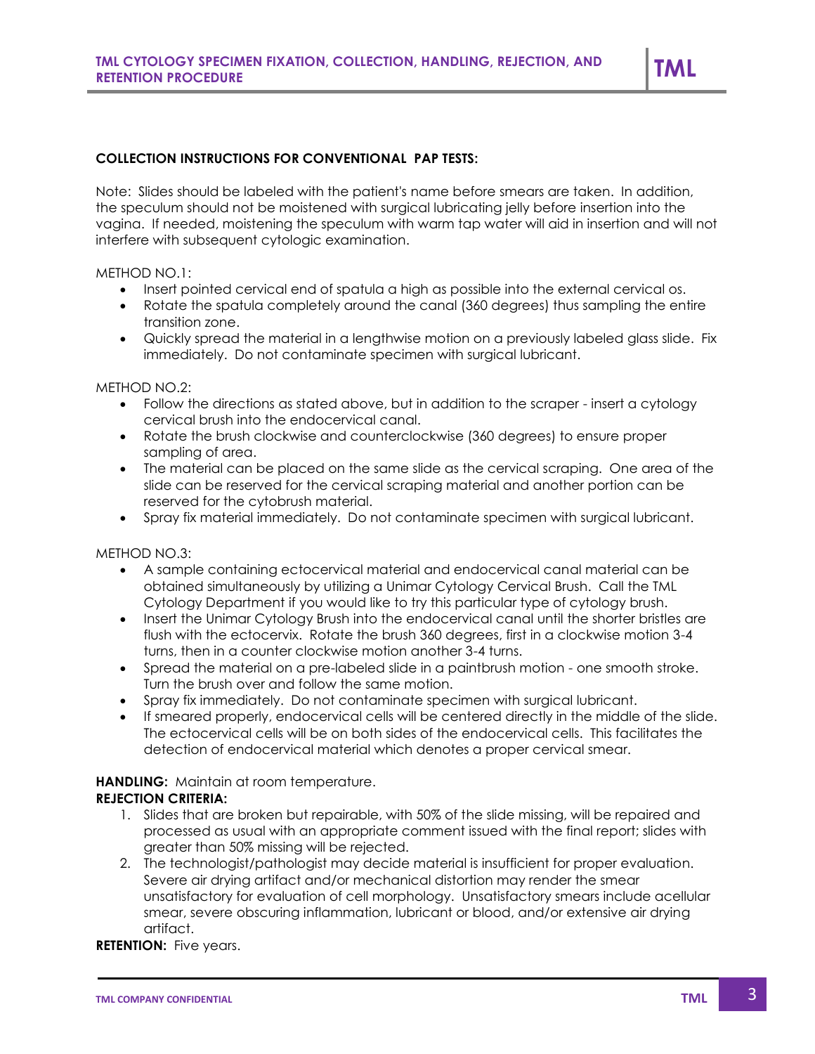**COLLECTION INSTRUCTIONS FOR CONVENTIONAL PAP TESTS:**

Note: Slides should be labeled with the patient's name before smears are taken. In addition, the speculum should not be moistened with surgical lubricating jelly before insertion into the vagina. If needed, moistening the speculum with warm tap water will aid in insertion and will not interfere with subsequent cytologic examination.

METHOD NO.1:

- Insert pointed cervical end of spatula a high as possible into the external cervical os.
- Rotate the spatula completely around the canal (360 degrees) thus sampling the entire transition zone.
- Quickly spread the material in a lengthwise motion on a previously labeled glass slide. Fix immediately. Do not contaminate specimen with surgical lubricant.

METHOD NO.2:

- Follow the directions as stated above, but in addition to the scraper - insert a cytology cervical brush into the endocervical canal.
- Rotate the brush clockwise and counterclockwise (360 degrees) to ensure proper sampling of area.
- The material can be placed on the same slide as the cervical scraping. One area of the slide can be reserved for the cervical scraping material and another portion can be reserved for the cytobrush material.
- Spray fix material immediately. Do not contaminate specimen with surgical lubricant.

METHOD NO.3:

- A sample containing ectocervical material and endocervical canal material can be obtained simultaneously by utilizing a Unimar Cytology Cervical Brush. Call the TML Cytology Department if you would like to try this particular type of cytology brush.
- Insert the Unimar Cytology Brush into the endocervical canal until the shorter bristles are flush with the ectocervix. Rotate the brush 360 degrees, first in a clockwise motion 3-4 turns, then in a counter clockwise motion another 3-4 turns.
- Spread the material on a pre-labeled slide in a paintbrush motion - one smooth stroke. Turn the brush over and follow the same motion.
- Spray fix immediately. Do not contaminate specimen with surgical lubricant.
- If smeared properly, endocervical cells will be centered directly in the middle of the slide. The ectocervical cells will be on both sides of the endocervical cells. This facilitates the detection of endocervical material which denotes a proper cervical smear.

**HANDLING:** Maintain at room temperature.

**REJECTION CRITERIA:**

1. Slides that are broken but repairable, with 50% of the slide missing, will be repaired and processed as usual with an appropriate comment issued with the final report; slides with greater than 50% missing will be rejected.
2. The technologist/pathologist may decide material is insufficient for proper evaluation. Severe air drying artifact and/or mechanical distortion may render the smear unsatisfactory for evaluation of cell morphology. Unsatisfactory smears include acellular smear, severe obscuring inflammation, lubricant or blood, and/or extensive air drying artifact.

**RETENTION:** Five years.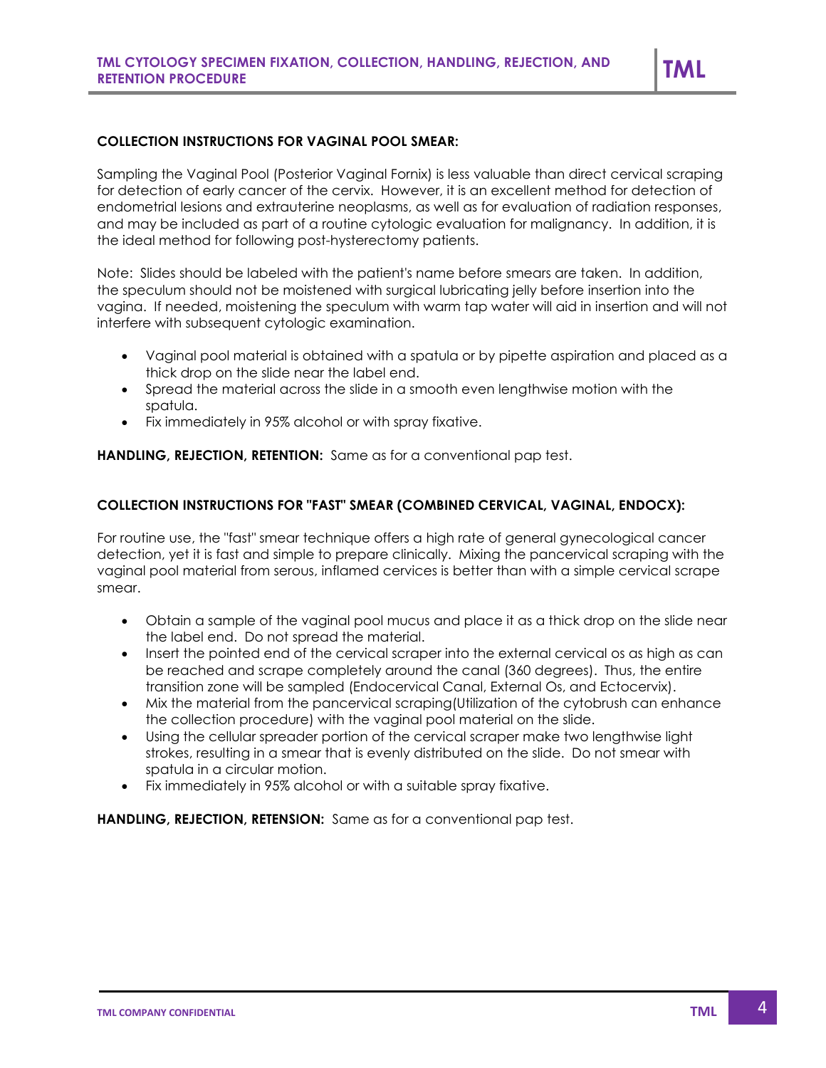**COLLECTION INSTRUCTIONS FOR VAGINAL POOL SMEAR:**

Sampling the Vaginal Pool (Posterior Vaginal Fornix) is less valuable than direct cervical scraping for detection of early cancer of the cervix. However, it is an excellent method for detection of endometrial lesions and extrauterine neoplasms, as well as for evaluation of radiation responses, and may be included as part of a routine cytologic evaluation for malignancy. In addition, it is the ideal method for following post-hysterectomy patients.

Note: Slides should be labeled with the patient's name before smears are taken. In addition, the speculum should not be moistened with surgical lubricating jelly before insertion into the vagina. If needed, moistening the speculum with warm tap water will aid in insertion and will not interfere with subsequent cytologic examination.

- Vaginal pool material is obtained with a spatula or by pipette aspiration and placed as a thick drop on the slide near the label end.
- Spread the material across the slide in a smooth even lengthwise motion with the spatula.
- Fix immediately in 95% alcohol or with spray fixative.

**HANDLING, REJECTION, RETENTION:** Same as for a conventional pap test.

**COLLECTION INSTRUCTIONS FOR "FAST" SMEAR (COMBINED CERVICAL, VAGINAL, ENDOCX):**

For routine use, the "fast" smear technique offers a high rate of general gynecological cancer detection, yet it is fast and simple to prepare clinically. Mixing the pancervical scraping with the vaginal pool material from serous, inflamed cervices is better than with a simple cervical scrape smear.

- Obtain a sample of the vaginal pool mucus and place it as a thick drop on the slide near the label end. Do not spread the material.
- Insert the pointed end of the cervical scraper into the external cervical os as high as can be reached and scrape completely around the canal (360 degrees). Thus, the entire transition zone will be sampled (Endocervical Canal, External Os, and Ectocervix).
- Mix the material from the pancervical scraping(Utilization of the cytobrush can enhance the collection procedure) with the vaginal pool material on the slide.
- Using the cellular spreader portion of the cervical scraper make two lengthwise light strokes, resulting in a smear that is evenly distributed on the slide. Do not smear with spatula in a circular motion.
- Fix immediately in 95% alcohol or with a suitable spray fixative.

**HANDLING, REJECTION, RETENSION:** Same as for a conventional pap test.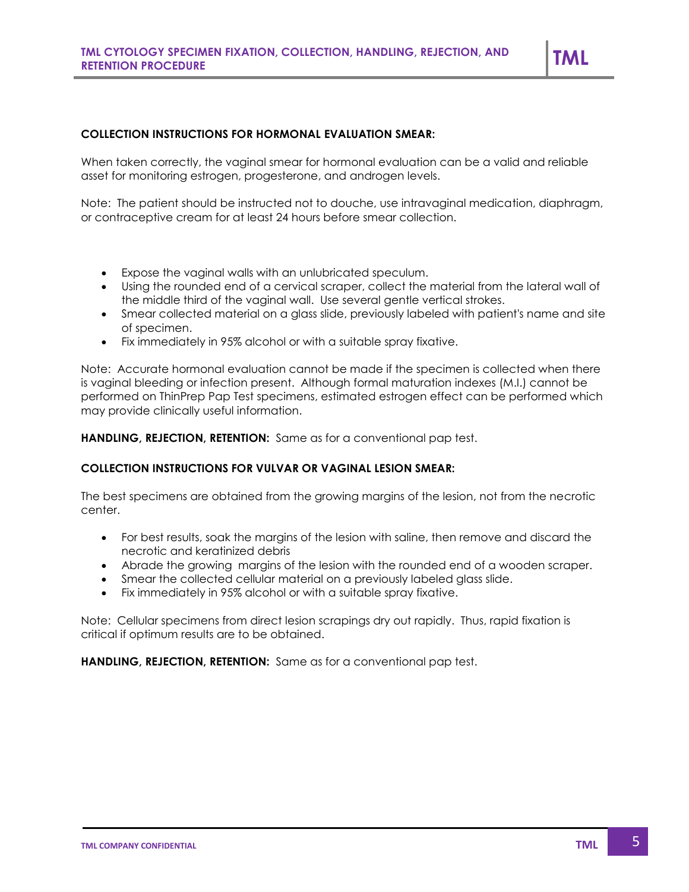**COLLECTION INSTRUCTIONS FOR HORMONAL EVALUATION SMEAR:**

When taken correctly, the vaginal smear for hormonal evaluation can be a valid and reliable asset for monitoring estrogen, progesterone, and androgen levels.

Note: The patient should be instructed not to douche, use intravaginal medication, diaphragm, or contraceptive cream for at least 24 hours before smear collection.

- Expose the vaginal walls with an unlubricated speculum.
- Using the rounded end of a cervical scraper, collect the material from the lateral wall of the middle third of the vaginal wall. Use several gentle vertical strokes.
- Smear collected material on a glass slide, previously labeled with patient's name and site of specimen.
- Fix immediately in 95% alcohol or with a suitable spray fixative.

Note: Accurate hormonal evaluation cannot be made if the specimen is collected when there is vaginal bleeding or infection present. Although formal maturation indexes (M.I.) cannot be performed on ThinPrep Pap Test specimens, estimated estrogen effect can be performed which may provide clinically useful information.

**HANDLING, REJECTION, RETENTION:** Same as for a conventional pap test.

**COLLECTION INSTRUCTIONS FOR VULVAR OR VAGINAL LESION SMEAR:**

The best specimens are obtained from the growing margins of the lesion, not from the necrotic center.

- For best results, soak the margins of the lesion with saline, then remove and discard the necrotic and keratinized debris
- Abrade the growing margins of the lesion with the rounded end of a wooden scraper.
- Smear the collected cellular material on a previously labeled glass slide.
- Fix immediately in 95% alcohol or with a suitable spray fixative.

Note: Cellular specimens from direct lesion scrapings dry out rapidly. Thus, rapid fixation is critical if optimum results are to be obtained.

**HANDLING, REJECTION, RETENTION:** Same as for a conventional pap test.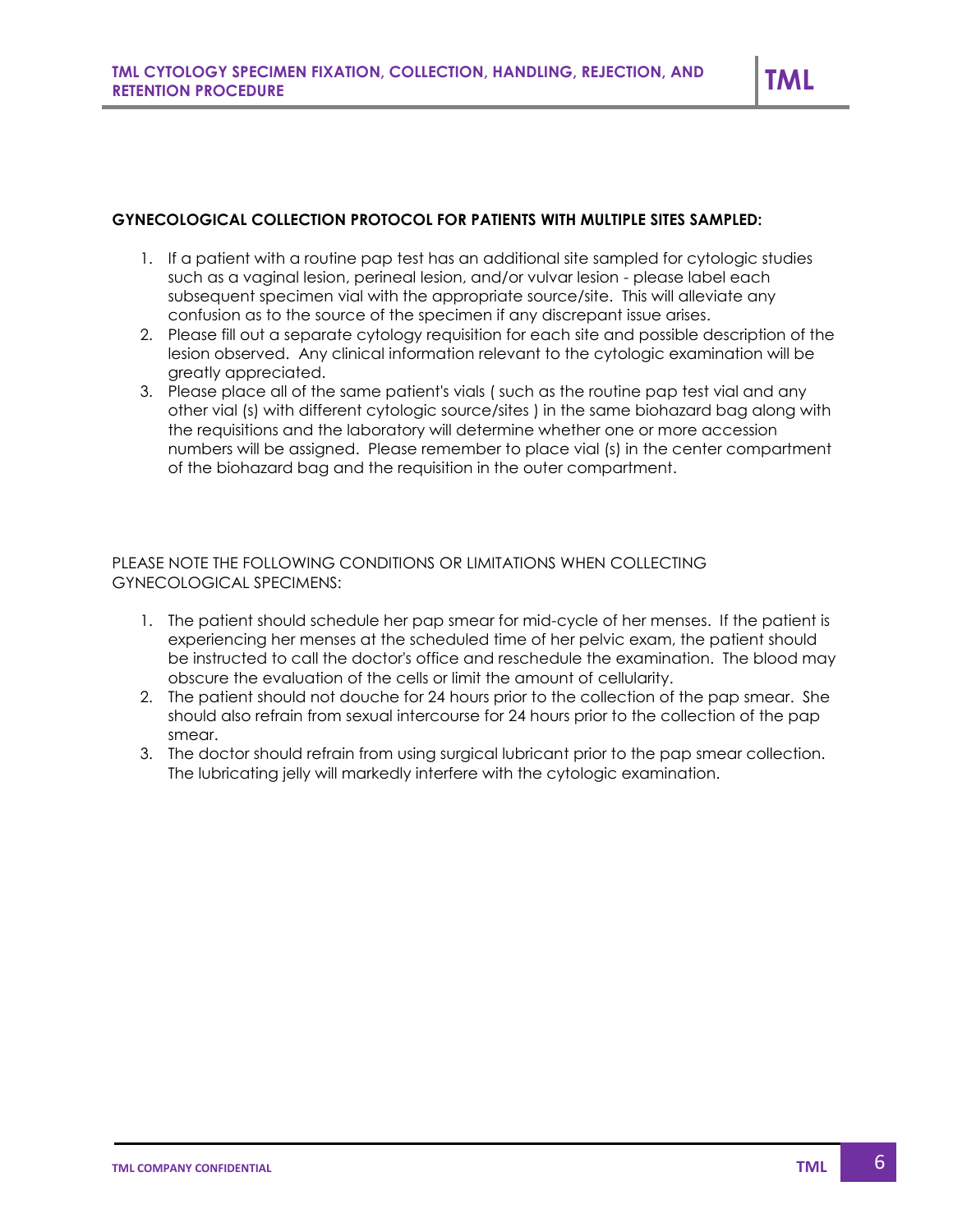**GYNECOLOGICAL COLLECTION PROTOCOL FOR PATIENTS WITH MULTIPLE SITES SAMPLED:**

1. If a patient with a routine pap test has an additional site sampled for cytologic studies such as a vaginal lesion, perineal lesion, and/or vulvar lesion - please label each subsequent specimen vial with the appropriate source/site. This will alleviate any confusion as to the source of the specimen if any discrepant issue arises.
2. Please fill out a separate cytology requisition for each site and possible description of the lesion observed. Any clinical information relevant to the cytologic examination will be greatly appreciated.
3. Please place all of the same patient's vials ( such as the routine pap test vial and any other vial (s) with different cytologic source/sites ) in the same biohazard bag along with the requisitions and the laboratory will determine whether one or more accession numbers will be assigned. Please remember to place vial (s) in the center compartment of the biohazard bag and the requisition in the outer compartment.

PLEASE NOTE THE FOLLOWING CONDITIONS OR LIMITATIONS WHEN COLLECTING GYNECOLOGICAL SPECIMENS:

1. The patient should schedule her pap smear for mid-cycle of her menses. If the patient is experiencing her menses at the scheduled time of her pelvic exam, the patient should be instructed to call the doctor's office and reschedule the examination. The blood may obscure the evaluation of the cells or limit the amount of cellularity.
2. The patient should not douche for 24 hours prior to the collection of the pap smear. She should also refrain from sexual intercourse for 24 hours prior to the collection of the pap smear.
3. The doctor should refrain from using surgical lubricant prior to the pap smear collection. The lubricating jelly will markedly interfere with the cytologic examination.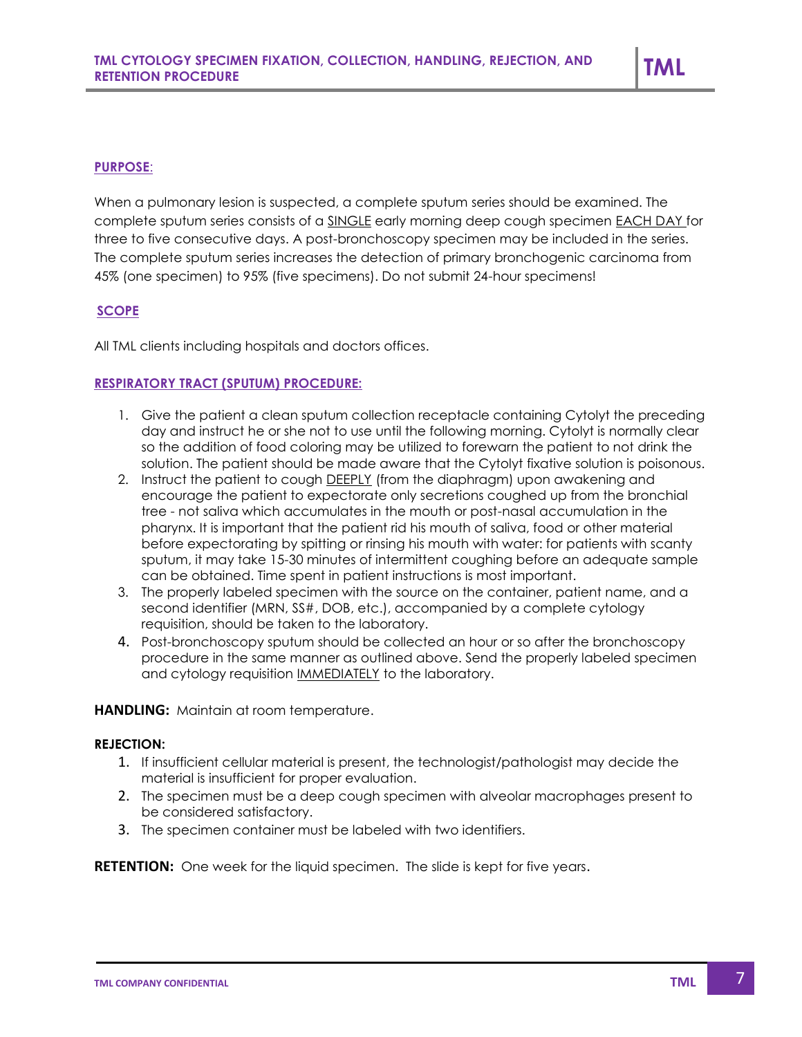## PURPOSE:

When a pulmonary lesion is suspected, a complete sputum series should be examined. The complete sputum series consists of a SINGLE early morning deep cough specimen EACH DAY for three to five consecutive days. A post-bronchoscopy specimen may be included in the series. The complete sputum series increases the detection of primary bronchogenic carcinoma from 45% (one specimen) to 95% (five specimens). Do not submit 24-hour specimens!

## SCOPE

All TML clients including hospitals and doctors offices.

## RESPIRATORY TRACT (SPUTUM) PROCEDURE:

1. Give the patient a clean sputum collection receptacle containing Cytolyt the preceding day and instruct he or she not to use until the following morning. Cytolyt is normally clear so the addition of food coloring may be utilized to forewarn the patient to not drink the solution. The patient should be made aware that the Cytolyt fixative solution is poisonous.
2. Instruct the patient to cough DEEPLY (from the diaphragm) upon awakening and encourage the patient to expectorate only secretions coughed up from the bronchial tree - not saliva which accumulates in the mouth or post-nasal accumulation in the pharynx. It is important that the patient rid his mouth of saliva, food or other material before expectorating by spitting or rinsing his mouth with water: for patients with scanty sputum, it may take 15-30 minutes of intermittent coughing before an adequate sample can be obtained. Time spent in patient instructions is most important.
3. The properly labeled specimen with the source on the container, patient name, and a second identifier (MRN, SS#, DOB, etc.), accompanied by a complete cytology requisition, should be taken to the laboratory.
4. Post-bronchoscopy sputum should be collected an hour or so after the bronchoscopy procedure in the same manner as outlined above. Send the properly labeled specimen and cytology requisition IMMEDIATELY to the laboratory.

**HANDLING:** Maintain at room temperature.

**REJECTION:**

1. If insufficient cellular material is present, the technologist/pathologist may decide the material is insufficient for proper evaluation.
2. The specimen must be a deep cough specimen with alveolar macrophages present to be considered satisfactory.
3. The specimen container must be labeled with two identifiers.

**RETENTION:** One week for the liquid specimen. The slide is kept for five years.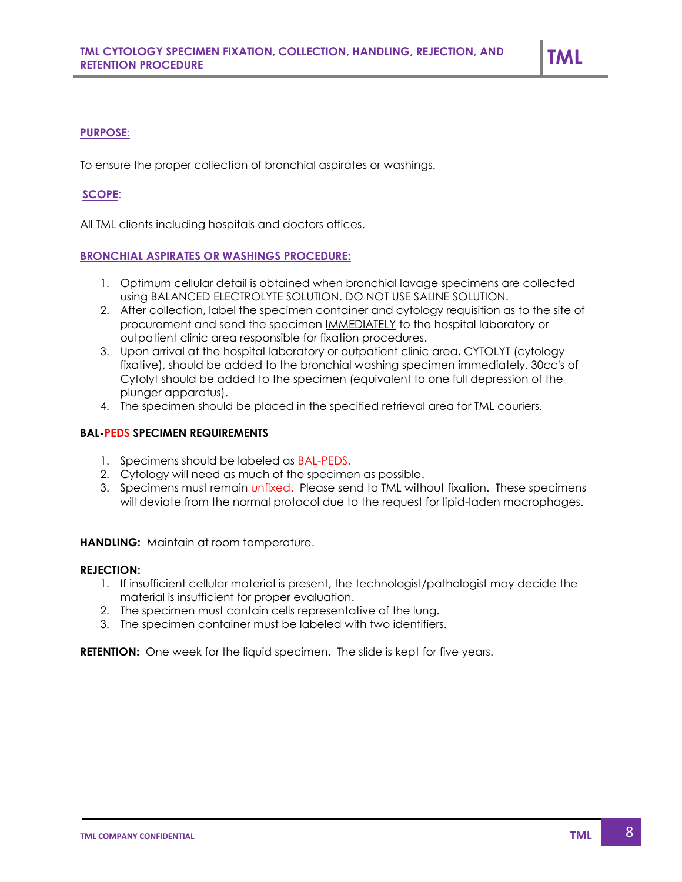**PURPOSE**:

To ensure the proper collection of bronchial aspirates or washings.

**SCOPE**:

All TML clients including hospitals and doctors offices.

**BRONCHIAL ASPIRATES OR WASHINGS PROCEDURE:**

1. Optimum cellular detail is obtained when bronchial lavage specimens are collected using BALANCED ELECTROLYTE SOLUTION. DO NOT USE SALINE SOLUTION.
2. After collection, label the specimen container and cytology requisition as to the site of procurement and send the specimen IMMEDIATELY to the hospital laboratory or outpatient clinic area responsible for fixation procedures.
3. Upon arrival at the hospital laboratory or outpatient clinic area, CYTOLYT (cytology fixative), should be added to the bronchial washing specimen immediately. 30cc's of Cytolyt should be added to the specimen (equivalent to one full depression of the plunger apparatus).
4. The specimen should be placed in the specified retrieval area for TML couriers.

**BAL-PEDS SPECIMEN REQUIREMENTS**

1. Specimens should be labeled as BAL-PEDS.
2. Cytology will need as much of the specimen as possible.
3. Specimens must remain unfixed. Please send to TML without fixation. These specimens will deviate from the normal protocol due to the request for lipid-laden macrophages.

**HANDLING:** Maintain at room temperature.

**REJECTION:**

1. If insufficient cellular material is present, the technologist/pathologist may decide the material is insufficient for proper evaluation.
2. The specimen must contain cells representative of the lung.
3. The specimen container must be labeled with two identifiers.

**RETENTION:** One week for the liquid specimen. The slide is kept for five years.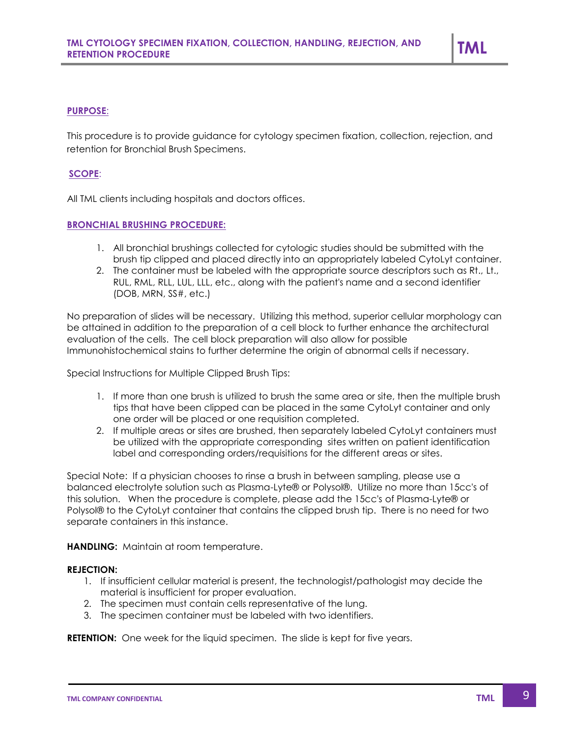## PURPOSE:

This procedure is to provide guidance for cytology specimen fixation, collection, rejection, and retention for Bronchial Brush Specimens.

## SCOPE:

All TML clients including hospitals and doctors offices.

## BRONCHIAL BRUSHING PROCEDURE:

1. All bronchial brushings collected for cytologic studies should be submitted with the brush tip clipped and placed directly into an appropriately labeled CytoLyt container.
2. The container must be labeled with the appropriate source descriptors such as Rt., Lt., RUL, RML, RLL, LUL, LLL, etc., along with the patient's name and a second identifier (DOB, MRN, SS#, etc.)

No preparation of slides will be necessary. Utilizing this method, superior cellular morphology can be attained in addition to the preparation of a cell block to further enhance the architectural evaluation of the cells. The cell block preparation will also allow for possible Immunohistochemical stains to further determine the origin of abnormal cells if necessary.

Special Instructions for Multiple Clipped Brush Tips:

1. If more than one brush is utilized to brush the same area or site, then the multiple brush tips that have been clipped can be placed in the same CytoLyt container and only one order will be placed or one requisition completed.
2. If multiple areas or sites are brushed, then separately labeled CytoLyt containers must be utilized with the appropriate corresponding sites written on patient identification label and corresponding orders/requisitions for the different areas or sites.

Special Note: If a physician chooses to rinse a brush in between sampling, please use a balanced electrolyte solution such as Plasma-Lyte® or Polysol®. Utilize no more than 15cc's of this solution. When the procedure is complete, please add the 15cc's of Plasma-Lyte® or Polysol® to the CytoLyt container that contains the clipped brush tip. There is no need for two separate containers in this instance.

**HANDLING:** Maintain at room temperature.

**REJECTION:**

1. If insufficient cellular material is present, the technologist/pathologist may decide the material is insufficient for proper evaluation.
2. The specimen must contain cells representative of the lung.
3. The specimen container must be labeled with two identifiers.

**RETENTION:** One week for the liquid specimen. The slide is kept for five years.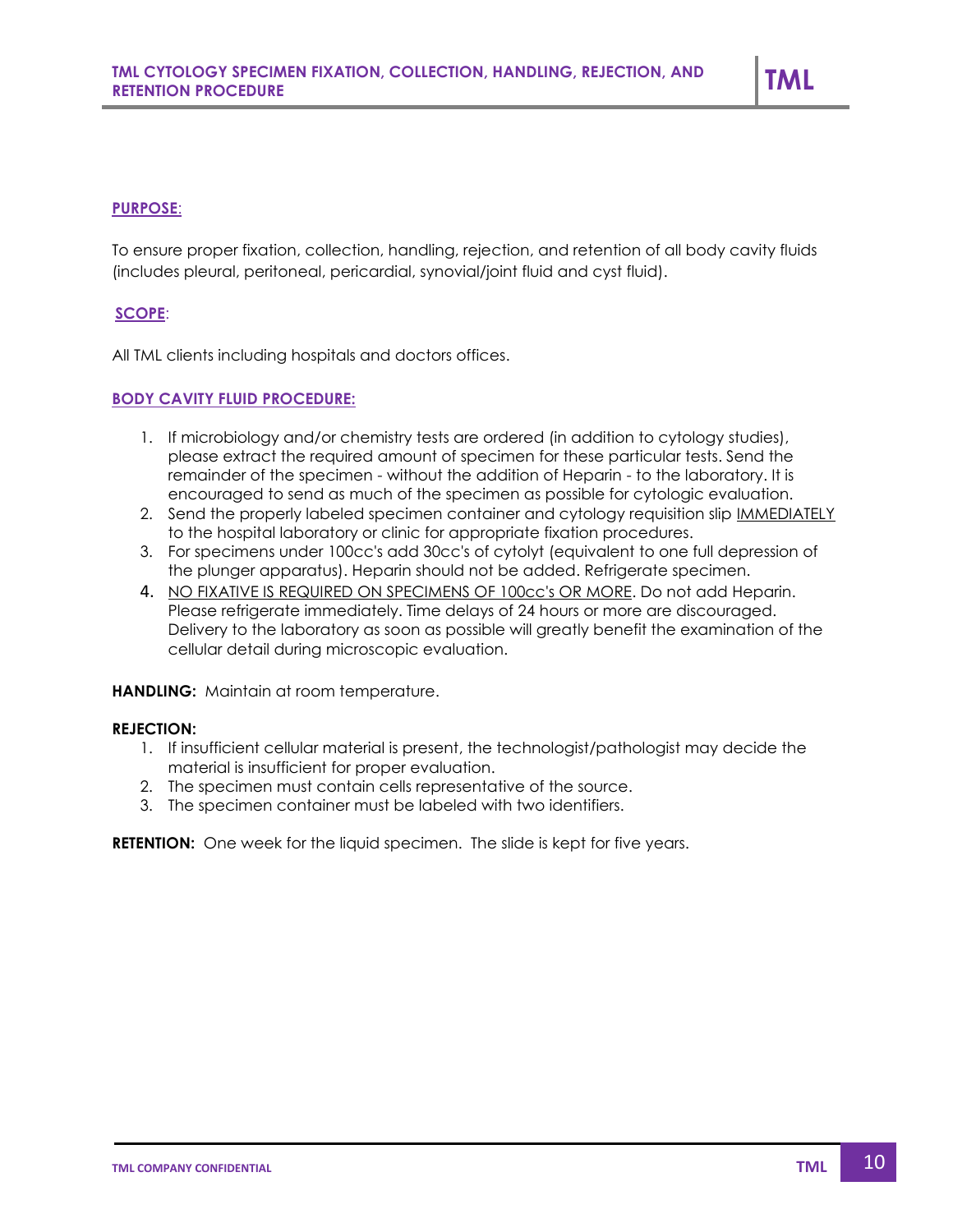**PURPOSE:**

To ensure proper fixation, collection, handling, rejection, and retention of all body cavity fluids (includes pleural, peritoneal, pericardial, synovial/joint fluid and cyst fluid).

**SCOPE:**

All TML clients including hospitals and doctors offices.

**BODY CAVITY FLUID PROCEDURE:**

1. If microbiology and/or chemistry tests are ordered (in addition to cytology studies), please extract the required amount of specimen for these particular tests. Send the remainder of the specimen - without the addition of Heparin - to the laboratory. It is encouraged to send as much of the specimen as possible for cytologic evaluation.
2. Send the properly labeled specimen container and cytology requisition slip IMMEDIATELY to the hospital laboratory or clinic for appropriate fixation procedures.
3. For specimens under 100cc's add 30cc's of cytolyt (equivalent to one full depression of the plunger apparatus). Heparin should not be added. Refrigerate specimen.
4. NO FIXATIVE IS REQUIRED ON SPECIMENS OF 100cc's OR MORE. Do not add Heparin. Please refrigerate immediately. Time delays of 24 hours or more are discouraged. Delivery to the laboratory as soon as possible will greatly benefit the examination of the cellular detail during microscopic evaluation.

**HANDLING:** Maintain at room temperature.

**REJECTION:**

1. If insufficient cellular material is present, the technologist/pathologist may decide the material is insufficient for proper evaluation.
2. The specimen must contain cells representative of the source.
3. The specimen container must be labeled with two identifiers.

**RETENTION:** One week for the liquid specimen. The slide is kept for five years.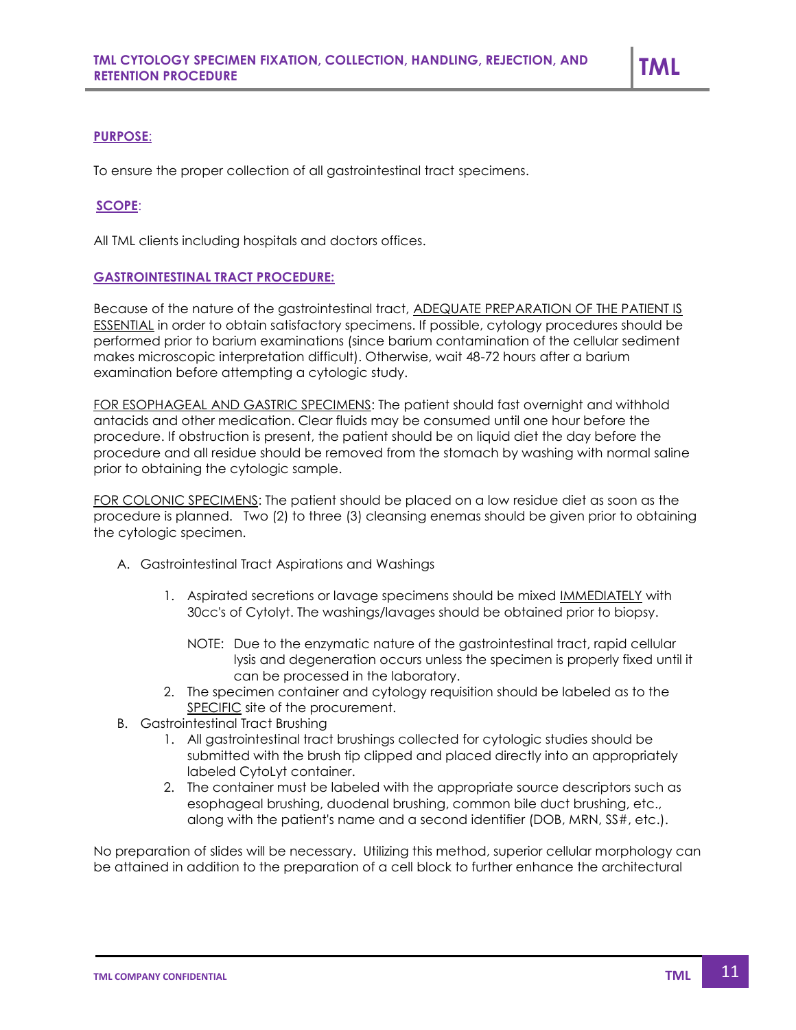**PURPOSE**:

To ensure the proper collection of all gastrointestinal tract specimens.

**SCOPE**:

All TML clients including hospitals and doctors offices.

**GASTROINTESTINAL TRACT PROCEDURE:**

Because of the nature of the gastrointestinal tract, ADEQUATE PREPARATION OF THE PATIENT IS ESSENTIAL in order to obtain satisfactory specimens. If possible, cytology procedures should be performed prior to barium examinations (since barium contamination of the cellular sediment makes microscopic interpretation difficult). Otherwise, wait 48-72 hours after a barium examination before attempting a cytologic study.

FOR ESOPHAGEAL AND GASTRIC SPECIMENS: The patient should fast overnight and withhold antacids and other medication. Clear fluids may be consumed until one hour before the procedure. If obstruction is present, the patient should be on liquid diet the day before the procedure and all residue should be removed from the stomach by washing with normal saline prior to obtaining the cytologic sample.

FOR COLONIC SPECIMENS: The patient should be placed on a low residue diet as soon as the procedure is planned. Two (2) to three (3) cleansing enemas should be given prior to obtaining the cytologic specimen.

A. Gastrointestinal Tract Aspirations and Washings

   1. Aspirated secretions or lavage specimens should be mixed IMMEDIATELY with 30cc's of Cytolyt. The washings/lavages should be obtained prior to biopsy.

      NOTE: Due to the enzymatic nature of the gastrointestinal tract, rapid cellular lysis and degeneration occurs unless the specimen is properly fixed until it can be processed in the laboratory.

   2. The specimen container and cytology requisition should be labeled as to the SPECIFIC site of the procurement.

B. Gastrointestinal Tract Brushing

   1. All gastrointestinal tract brushings collected for cytologic studies should be submitted with the brush tip clipped and placed directly into an appropriately labeled CytoLyt container.
   2. The container must be labeled with the appropriate source descriptors such as esophageal brushing, duodenal brushing, common bile duct brushing, etc., along with the patient's name and a second identifier (DOB, MRN, SS#, etc.).

No preparation of slides will be necessary. Utilizing this method, superior cellular morphology can be attained in addition to the preparation of a cell block to further enhance the architectural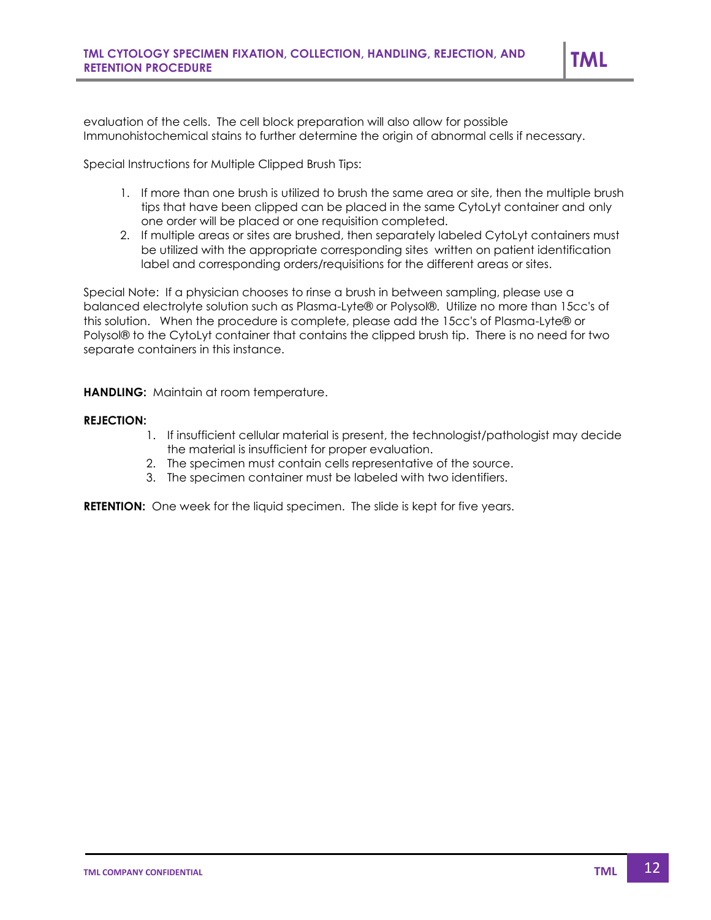evaluation of the cells. The cell block preparation will also allow for possible Immunohistochemical stains to further determine the origin of abnormal cells if necessary.

Special Instructions for Multiple Clipped Brush Tips:

1. If more than one brush is utilized to brush the same area or site, then the multiple brush tips that have been clipped can be placed in the same CytoLyt container and only one order will be placed or one requisition completed.
2. If multiple areas or sites are brushed, then separately labeled CytoLyt containers must be utilized with the appropriate corresponding sites written on patient identification label and corresponding orders/requisitions for the different areas or sites.

Special Note: If a physician chooses to rinse a brush in between sampling, please use a balanced electrolyte solution such as Plasma-Lyte® or Polysol®. Utilize no more than 15cc's of this solution. When the procedure is complete, please add the 15cc's of Plasma-Lyte® or Polysol® to the CytoLyt container that contains the clipped brush tip. There is no need for two separate containers in this instance.

**HANDLING:** Maintain at room temperature.

**REJECTION:**

1. If insufficient cellular material is present, the technologist/pathologist may decide the material is insufficient for proper evaluation.
2. The specimen must contain cells representative of the source.
3. The specimen container must be labeled with two identifiers.

**RETENTION:** One week for the liquid specimen. The slide is kept for five years.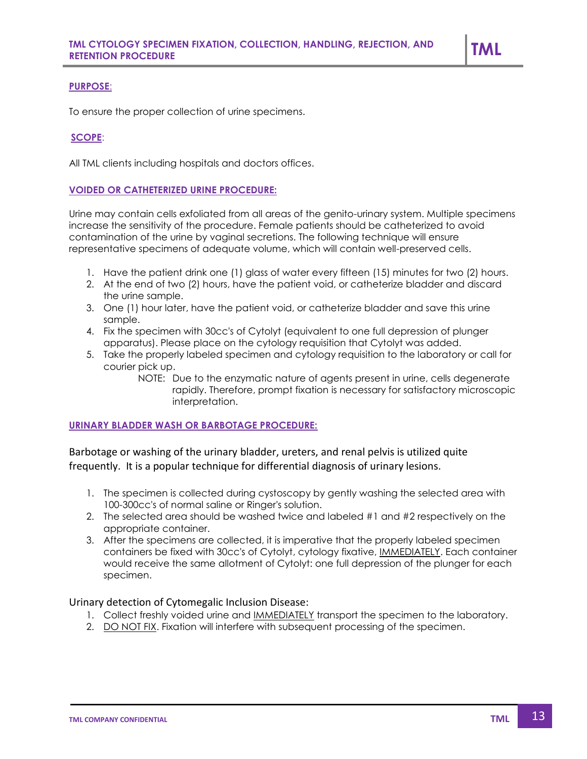## PURPOSE:

To ensure the proper collection of urine specimens.

## SCOPE:

All TML clients including hospitals and doctors offices.

## VOIDED OR CATHETERIZED URINE PROCEDURE:

Urine may contain cells exfoliated from all areas of the genito-urinary system. Multiple specimens increase the sensitivity of the procedure. Female patients should be catheterized to avoid contamination of the urine by vaginal secretions. The following technique will ensure representative specimens of adequate volume, which will contain well-preserved cells.

1. Have the patient drink one (1) glass of water every fifteen (15) minutes for two (2) hours.
2. At the end of two (2) hours, have the patient void, or catheterize bladder and discard the urine sample.
3. One (1) hour later, have the patient void, or catheterize bladder and save this urine sample.
4. Fix the specimen with 30cc's of Cytolyt (equivalent to one full depression of plunger apparatus). Please place on the cytology requisition that Cytolyt was added.
5. Take the properly labeled specimen and cytology requisition to the laboratory or call for courier pick up.

   NOTE: Due to the enzymatic nature of agents present in urine, cells degenerate rapidly. Therefore, prompt fixation is necessary for satisfactory microscopic interpretation.

## URINARY BLADDER WASH OR BARBOTAGE PROCEDURE:

Barbotage or washing of the urinary bladder, ureters, and renal pelvis is utilized quite frequently. It is a popular technique for differential diagnosis of urinary lesions.

1. The specimen is collected during cystoscopy by gently washing the selected area with 100-300cc's of normal saline or Ringer's solution.
2. The selected area should be washed twice and labeled #1 and #2 respectively on the appropriate container.
3. After the specimens are collected, it is imperative that the properly labeled specimen containers be fixed with 30cc's of Cytolyt, cytology fixative, IMMEDIATELY. Each container would receive the same allotment of Cytolyt: one full depression of the plunger for each specimen.

Urinary detection of Cytomegalic Inclusion Disease:

1. Collect freshly voided urine and IMMEDIATELY transport the specimen to the laboratory.
2. DO NOT FIX. Fixation will interfere with subsequent processing of the specimen.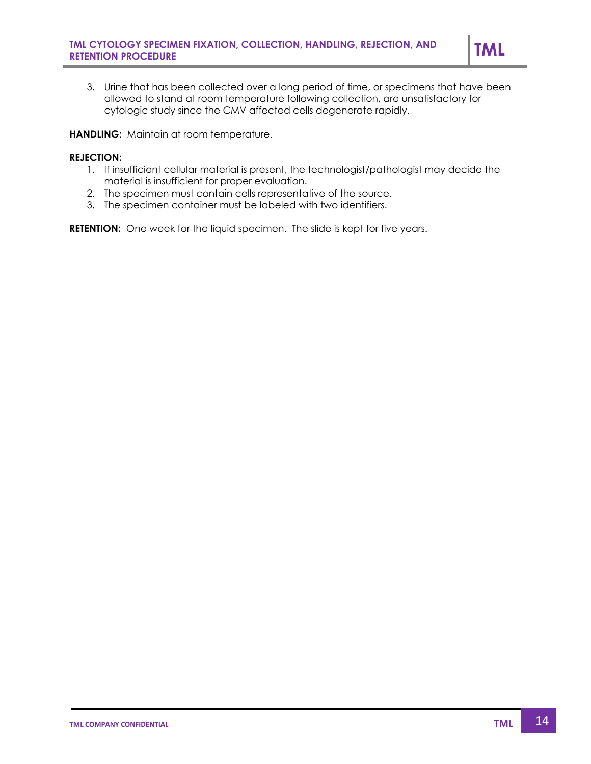3. Urine that has been collected over a long period of time, or specimens that have been allowed to stand at room temperature following collection, are unsatisfactory for cytologic study since the CMV affected cells degenerate rapidly.

**HANDLING:** Maintain at room temperature.

**REJECTION:**

1. If insufficient cellular material is present, the technologist/pathologist may decide the material is insufficient for proper evaluation.
2. The specimen must contain cells representative of the source.
3. The specimen container must be labeled with two identifiers.

**RETENTION:** One week for the liquid specimen. The slide is kept for five years.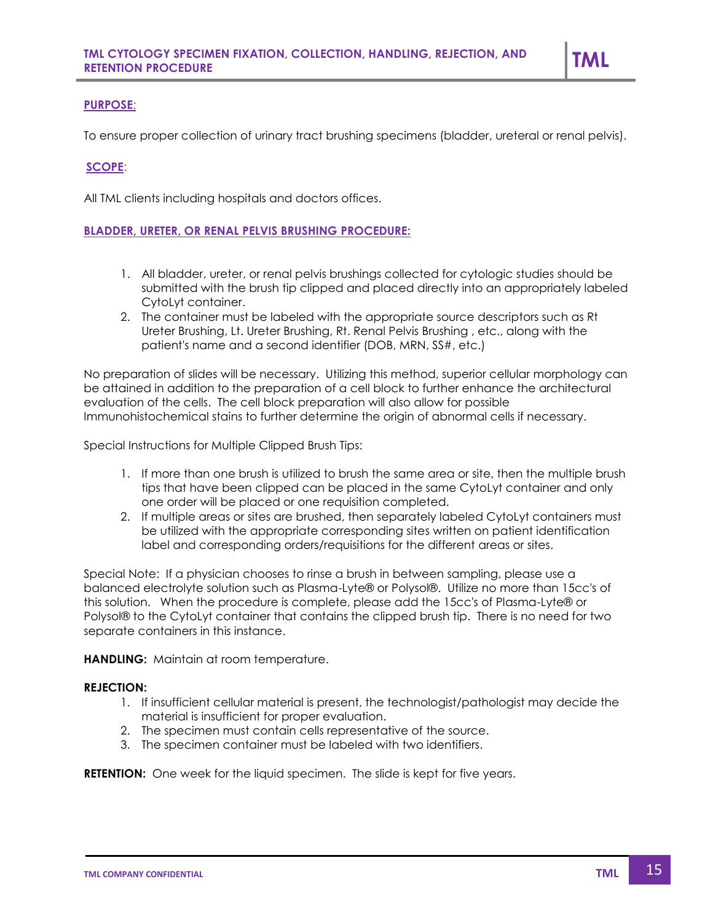# TML CYTOLOGY SPECIMEN FIXATION, COLLECTION, HANDLING, REJECTION, AND RETENTION PROCEDURE

## PURPOSE:

To ensure proper collection of urinary tract brushing specimens (bladder, ureteral or renal pelvis).

## SCOPE:

All TML clients including hospitals and doctors offices.

## BLADDER, URETER, OR RENAL PELVIS BRUSHING PROCEDURE:

1. All bladder, ureter, or renal pelvis brushings collected for cytologic studies should be submitted with the brush tip clipped and placed directly into an appropriately labeled CytoLyt container.
2. The container must be labeled with the appropriate source descriptors such as Rt Ureter Brushing, Lt. Ureter Brushing, Rt. Renal Pelvis Brushing , etc., along with the patient's name and a second identifier (DOB, MRN, SS#, etc.)

No preparation of slides will be necessary. Utilizing this method, superior cellular morphology can be attained in addition to the preparation of a cell block to further enhance the architectural evaluation of the cells. The cell block preparation will also allow for possible Immunohistochemical stains to further determine the origin of abnormal cells if necessary.

Special Instructions for Multiple Clipped Brush Tips:

1. If more than one brush is utilized to brush the same area or site, then the multiple brush tips that have been clipped can be placed in the same CytoLyt container and only one order will be placed or one requisition completed.
2. If multiple areas or sites are brushed, then separately labeled CytoLyt containers must be utilized with the appropriate corresponding sites written on patient identification label and corresponding orders/requisitions for the different areas or sites.

Special Note: If a physician chooses to rinse a brush in between sampling, please use a balanced electrolyte solution such as Plasma-Lyte® or Polysol®. Utilize no more than 15cc's of this solution. When the procedure is complete, please add the 15cc's of Plasma-Lyte® or Polysol® to the CytoLyt container that contains the clipped brush tip. There is no need for two separate containers in this instance.

**HANDLING:** Maintain at room temperature.

**REJECTION:**

1. If insufficient cellular material is present, the technologist/pathologist may decide the material is insufficient for proper evaluation.
2. The specimen must contain cells representative of the source.
3. The specimen container must be labeled with two identifiers.

**RETENTION:** One week for the liquid specimen. The slide is kept for five years.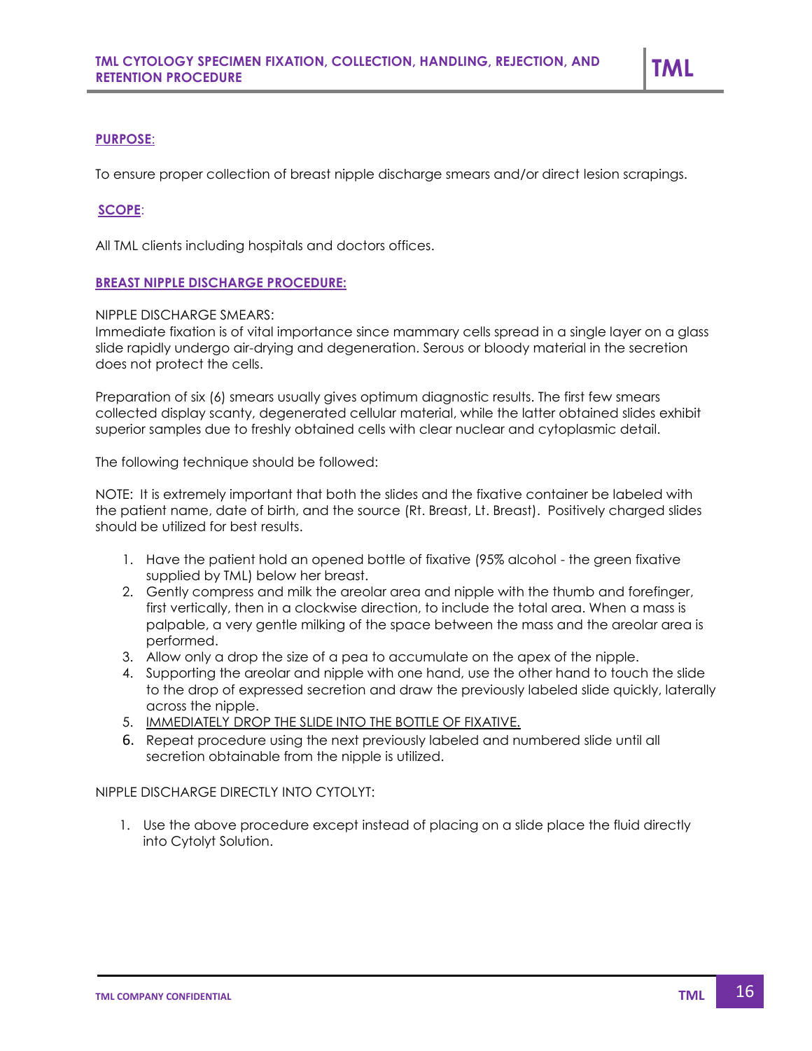**PURPOSE**:

To ensure proper collection of breast nipple discharge smears and/or direct lesion scrapings.

**SCOPE**:

All TML clients including hospitals and doctors offices.

**BREAST NIPPLE DISCHARGE PROCEDURE:**

NIPPLE DISCHARGE SMEARS:
Immediate fixation is of vital importance since mammary cells spread in a single layer on a glass slide rapidly undergo air-drying and degeneration. Serous or bloody material in the secretion does not protect the cells.

Preparation of six (6) smears usually gives optimum diagnostic results. The first few smears collected display scanty, degenerated cellular material, while the latter obtained slides exhibit superior samples due to freshly obtained cells with clear nuclear and cytoplasmic detail.

The following technique should be followed:

NOTE: It is extremely important that both the slides and the fixative container be labeled with the patient name, date of birth, and the source (Rt. Breast, Lt. Breast). Positively charged slides should be utilized for best results.

1. Have the patient hold an opened bottle of fixative (95% alcohol - the green fixative supplied by TML) below her breast.
2. Gently compress and milk the areolar area and nipple with the thumb and forefinger, first vertically, then in a clockwise direction, to include the total area. When a mass is palpable, a very gentle milking of the space between the mass and the areolar area is performed.
3. Allow only a drop the size of a pea to accumulate on the apex of the nipple.
4. Supporting the areolar and nipple with one hand, use the other hand to touch the slide to the drop of expressed secretion and draw the previously labeled slide quickly, laterally across the nipple.
5. IMMEDIATELY DROP THE SLIDE INTO THE BOTTLE OF FIXATIVE.
6. Repeat procedure using the next previously labeled and numbered slide until all secretion obtainable from the nipple is utilized.

NIPPLE DISCHARGE DIRECTLY INTO CYTOLYT:

1. Use the above procedure except instead of placing on a slide place the fluid directly into Cytolyt Solution.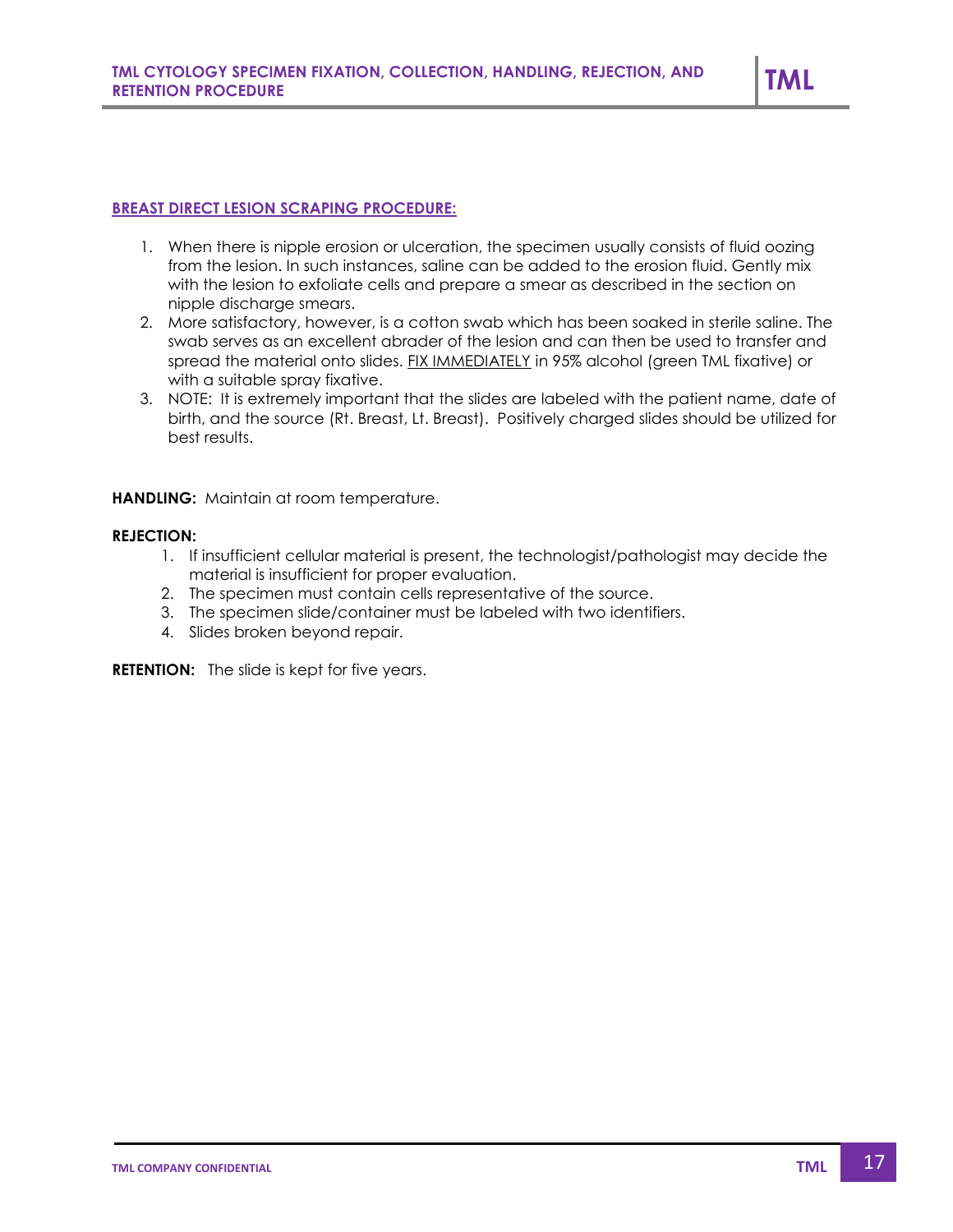## BREAST DIRECT LESION SCRAPING PROCEDURE:

1. When there is nipple erosion or ulceration, the specimen usually consists of fluid oozing from the lesion. In such instances, saline can be added to the erosion fluid. Gently mix with the lesion to exfoliate cells and prepare a smear as described in the section on nipple discharge smears.
2. More satisfactory, however, is a cotton swab which has been soaked in sterile saline. The swab serves as an excellent abrader of the lesion and can then be used to transfer and spread the material onto slides. FIX IMMEDIATELY in 95% alcohol (green TML fixative) or with a suitable spray fixative.
3. NOTE: It is extremely important that the slides are labeled with the patient name, date of birth, and the source (Rt. Breast, Lt. Breast). Positively charged slides should be utilized for best results.

**HANDLING:** Maintain at room temperature.

**REJECTION:**

1. If insufficient cellular material is present, the technologist/pathologist may decide the material is insufficient for proper evaluation.
2. The specimen must contain cells representative of the source.
3. The specimen slide/container must be labeled with two identifiers.
4. Slides broken beyond repair.

**RETENTION:** The slide is kept for five years.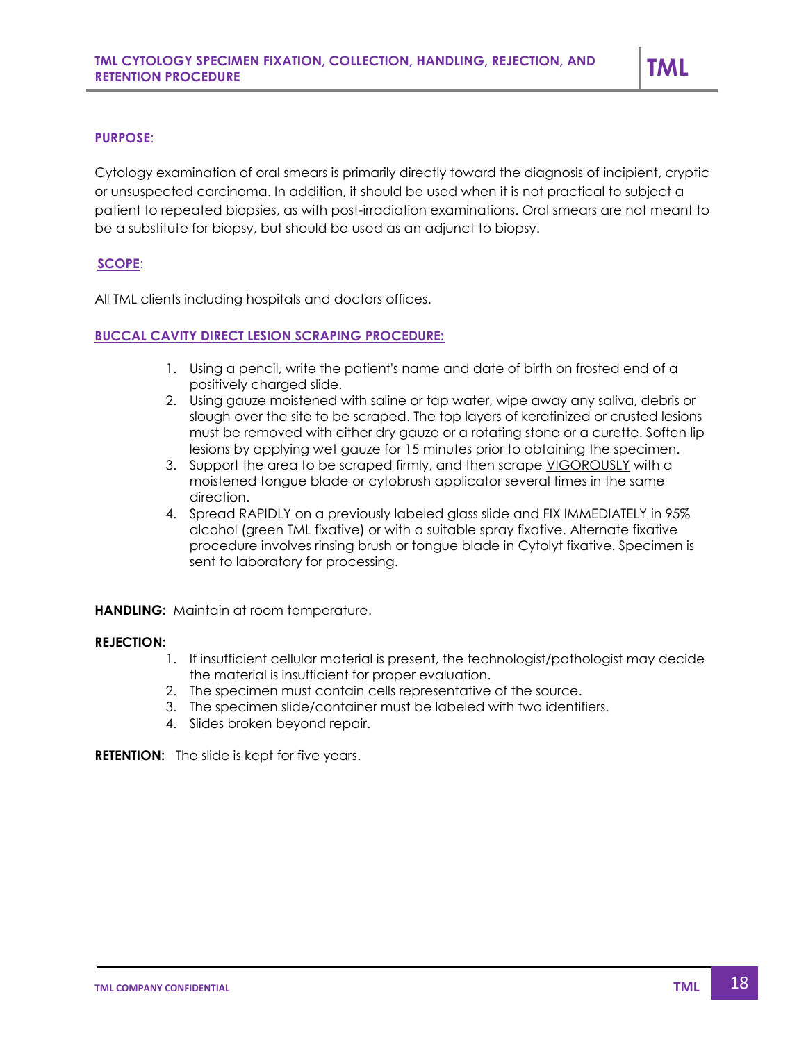# TML CYTOLOGY SPECIMEN FIXATION, COLLECTION, HANDLING, REJECTION, AND RETENTION PROCEDURE

## PURPOSE:

Cytology examination of oral smears is primarily directly toward the diagnosis of incipient, cryptic or unsuspected carcinoma. In addition, it should be used when it is not practical to subject a patient to repeated biopsies, as with post-irradiation examinations. Oral smears are not meant to be a substitute for biopsy, but should be used as an adjunct to biopsy.

## SCOPE:

All TML clients including hospitals and doctors offices.

## BUCCAL CAVITY DIRECT LESION SCRAPING PROCEDURE:

1. Using a pencil, write the patient's name and date of birth on frosted end of a positively charged slide.
2. Using gauze moistened with saline or tap water, wipe away any saliva, debris or slough over the site to be scraped. The top layers of keratinized or crusted lesions must be removed with either dry gauze or a rotating stone or a curette. Soften lip lesions by applying wet gauze for 15 minutes prior to obtaining the specimen.
3. Support the area to be scraped firmly, and then scrape VIGOROUSLY with a moistened tongue blade or cytobrush applicator several times in the same direction.
4. Spread RAPIDLY on a previously labeled glass slide and FIX IMMEDIATELY in 95% alcohol (green TML fixative) or with a suitable spray fixative. Alternate fixative procedure involves rinsing brush or tongue blade in Cytolyt fixative. Specimen is sent to laboratory for processing.

**HANDLING:** Maintain at room temperature.

**REJECTION:**

1. If insufficient cellular material is present, the technologist/pathologist may decide the material is insufficient for proper evaluation.
2. The specimen must contain cells representative of the source.
3. The specimen slide/container must be labeled with two identifiers.
4. Slides broken beyond repair.

**RETENTION:** The slide is kept for five years.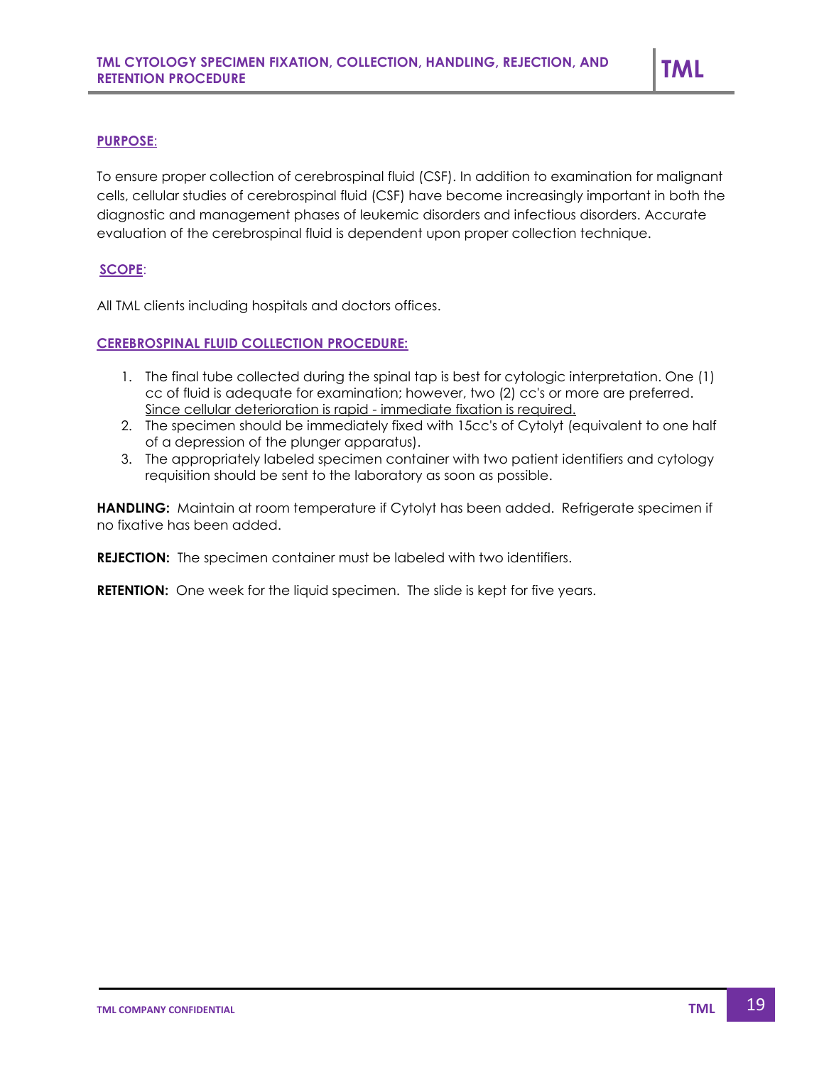**PURPOSE**:

To ensure proper collection of cerebrospinal fluid (CSF). In addition to examination for malignant cells, cellular studies of cerebrospinal fluid (CSF) have become increasingly important in both the diagnostic and management phases of leukemic disorders and infectious disorders. Accurate evaluation of the cerebrospinal fluid is dependent upon proper collection technique.

**SCOPE**:

All TML clients including hospitals and doctors offices.

**CEREBROSPINAL FLUID COLLECTION PROCEDURE:**

1. The final tube collected during the spinal tap is best for cytologic interpretation. One (1) cc of fluid is adequate for examination; however, two (2) cc's or more are preferred. Since cellular deterioration is rapid - immediate fixation is required.
2. The specimen should be immediately fixed with 15cc's of Cytolyt (equivalent to one half of a depression of the plunger apparatus).
3. The appropriately labeled specimen container with two patient identifiers and cytology requisition should be sent to the laboratory as soon as possible.

**HANDLING:** Maintain at room temperature if Cytolyt has been added. Refrigerate specimen if no fixative has been added.

**REJECTION:** The specimen container must be labeled with two identifiers.

**RETENTION:** One week for the liquid specimen. The slide is kept for five years.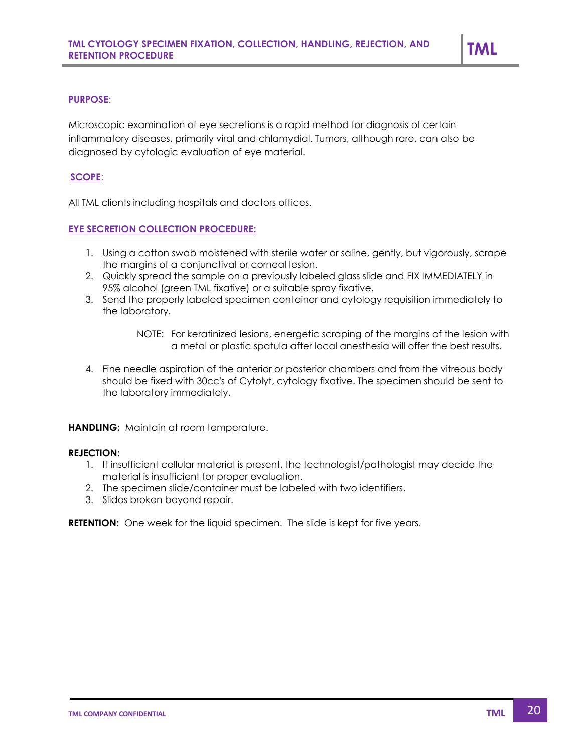**PURPOSE**:

Microscopic examination of eye secretions is a rapid method for diagnosis of certain inflammatory diseases, primarily viral and chlamydial. Tumors, although rare, can also be diagnosed by cytologic evaluation of eye material.

**SCOPE**:

All TML clients including hospitals and doctors offices.

**EYE SECRETION COLLECTION PROCEDURE:**

1. Using a cotton swab moistened with sterile water or saline, gently, but vigorously, scrape the margins of a conjunctival or corneal lesion.
2. Quickly spread the sample on a previously labeled glass slide and FIX IMMEDIATELY in 95% alcohol (green TML fixative) or a suitable spray fixative.
3. Send the properly labeled specimen container and cytology requisition immediately to the laboratory.

   NOTE: For keratinized lesions, energetic scraping of the margins of the lesion with a metal or plastic spatula after local anesthesia will offer the best results.

4. Fine needle aspiration of the anterior or posterior chambers and from the vitreous body should be fixed with 30cc's of Cytolyt, cytology fixative. The specimen should be sent to the laboratory immediately.

**HANDLING:** Maintain at room temperature.

**REJECTION:**

1. If insufficient cellular material is present, the technologist/pathologist may decide the material is insufficient for proper evaluation.
2. The specimen slide/container must be labeled with two identifiers.
3. Slides broken beyond repair.

**RETENTION:** One week for the liquid specimen. The slide is kept for five years.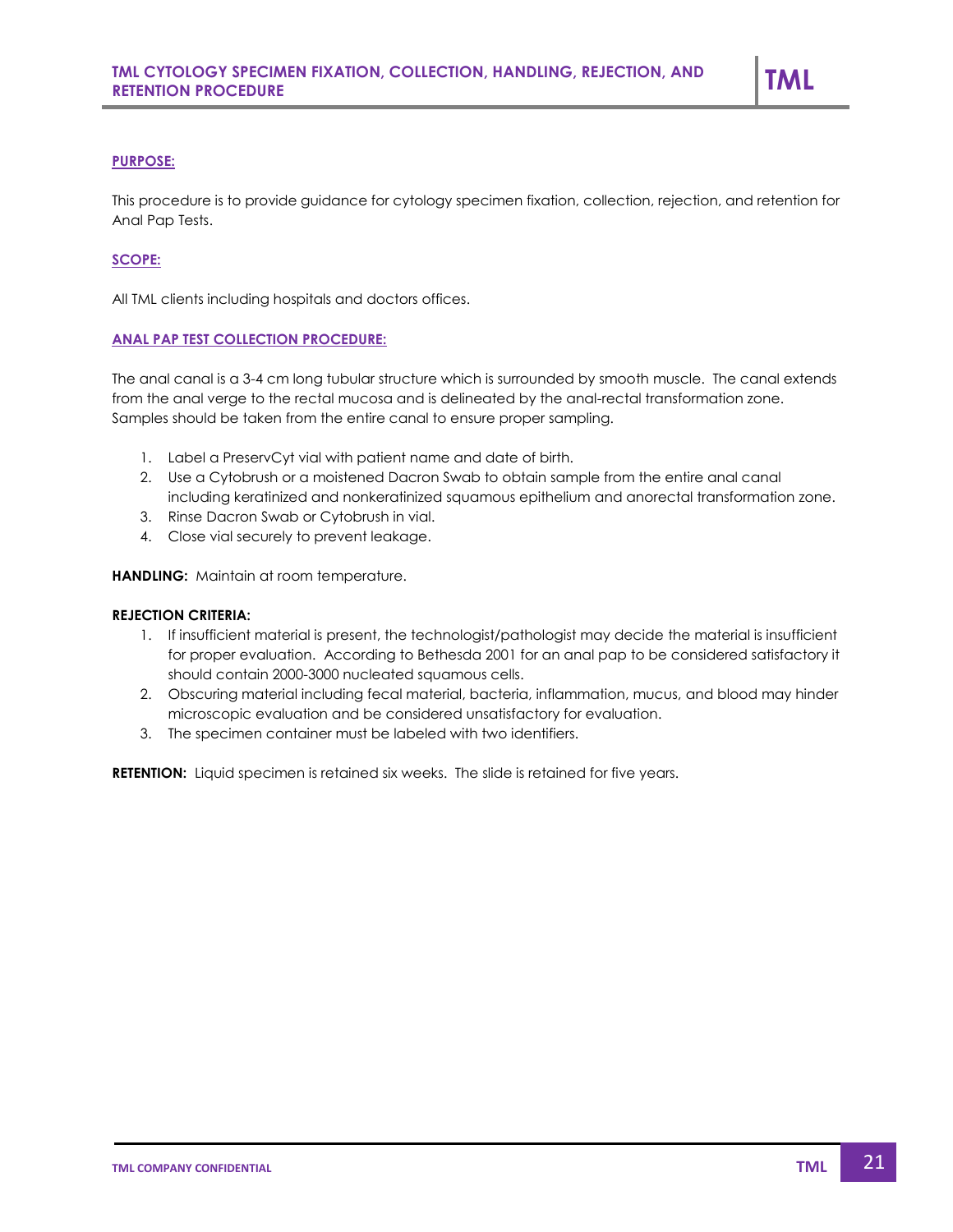# TML CYTOLOGY SPECIMEN FIXATION, COLLECTION, HANDLING, REJECTION, AND RETENTION PROCEDURE

## PURPOSE:

This procedure is to provide guidance for cytology specimen fixation, collection, rejection, and retention for Anal Pap Tests.

## SCOPE:

All TML clients including hospitals and doctors offices.

## ANAL PAP TEST COLLECTION PROCEDURE:

The anal canal is a 3-4 cm long tubular structure which is surrounded by smooth muscle. The canal extends from the anal verge to the rectal mucosa and is delineated by the anal-rectal transformation zone. Samples should be taken from the entire canal to ensure proper sampling.

1. Label a PreservCyt vial with patient name and date of birth.
2. Use a Cytobrush or a moistened Dacron Swab to obtain sample from the entire anal canal including keratinized and nonkeratinized squamous epithelium and anorectal transformation zone.
3. Rinse Dacron Swab or Cytobrush in vial.
4. Close vial securely to prevent leakage.

**HANDLING:** Maintain at room temperature.

**REJECTION CRITERIA:**

1. If insufficient material is present, the technologist/pathologist may decide the material is insufficient for proper evaluation. According to Bethesda 2001 for an anal pap to be considered satisfactory it should contain 2000-3000 nucleated squamous cells.
2. Obscuring material including fecal material, bacteria, inflammation, mucus, and blood may hinder microscopic evaluation and be considered unsatisfactory for evaluation.
3. The specimen container must be labeled with two identifiers.

**RETENTION:** Liquid specimen is retained six weeks. The slide is retained for five years.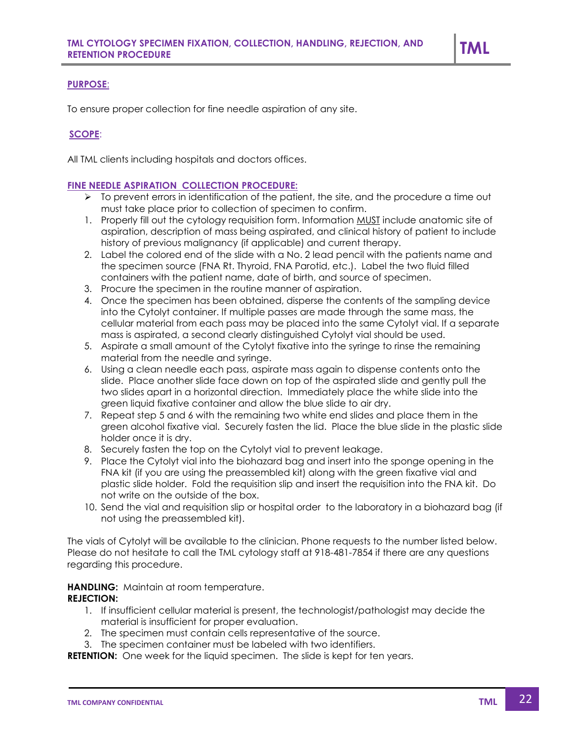**PURPOSE**:

To ensure proper collection for fine needle aspiration of any site.

**SCOPE**:

All TML clients including hospitals and doctors offices.

**FINE NEEDLE ASPIRATION COLLECTION PROCEDURE:**

- To prevent errors in identification of the patient, the site, and the procedure a time out must take place prior to collection of specimen to confirm.

1. Properly fill out the cytology requisition form. Information MUST include anatomic site of aspiration, description of mass being aspirated, and clinical history of patient to include history of previous malignancy (if applicable) and current therapy.
2. Label the colored end of the slide with a No. 2 lead pencil with the patients name and the specimen source (FNA Rt. Thyroid, FNA Parotid, etc.). Label the two fluid filled containers with the patient name, date of birth, and source of specimen.
3. Procure the specimen in the routine manner of aspiration.
4. Once the specimen has been obtained, disperse the contents of the sampling device into the Cytolyt container. If multiple passes are made through the same mass, the cellular material from each pass may be placed into the same Cytolyt vial. If a separate mass is aspirated, a second clearly distinguished Cytolyt vial should be used.
5. Aspirate a small amount of the Cytolyt fixative into the syringe to rinse the remaining material from the needle and syringe.
6. Using a clean needle each pass, aspirate mass again to dispense contents onto the slide. Place another slide face down on top of the aspirated slide and gently pull the two slides apart in a horizontal direction. Immediately place the white slide into the green liquid fixative container and allow the blue slide to air dry.
7. Repeat step 5 and 6 with the remaining two white end slides and place them in the green alcohol fixative vial. Securely fasten the lid. Place the blue slide in the plastic slide holder once it is dry.
8. Securely fasten the top on the Cytolyt vial to prevent leakage.
9. Place the Cytolyt vial into the biohazard bag and insert into the sponge opening in the FNA kit (if you are using the preassembled kit) along with the green fixative vial and plastic slide holder. Fold the requisition slip and insert the requisition into the FNA kit. Do not write on the outside of the box.
10. Send the vial and requisition slip or hospital order to the laboratory in a biohazard bag (if not using the preassembled kit).

The vials of Cytolyt will be available to the clinician. Phone requests to the number listed below. Please do not hesitate to call the TML cytology staff at 918-481-7854 if there are any questions regarding this procedure.

**HANDLING:** Maintain at room temperature.

**REJECTION:**

1. If insufficient cellular material is present, the technologist/pathologist may decide the material is insufficient for proper evaluation.
2. The specimen must contain cells representative of the source.
3. The specimen container must be labeled with two identifiers.

**RETENTION:** One week for the liquid specimen. The slide is kept for ten years.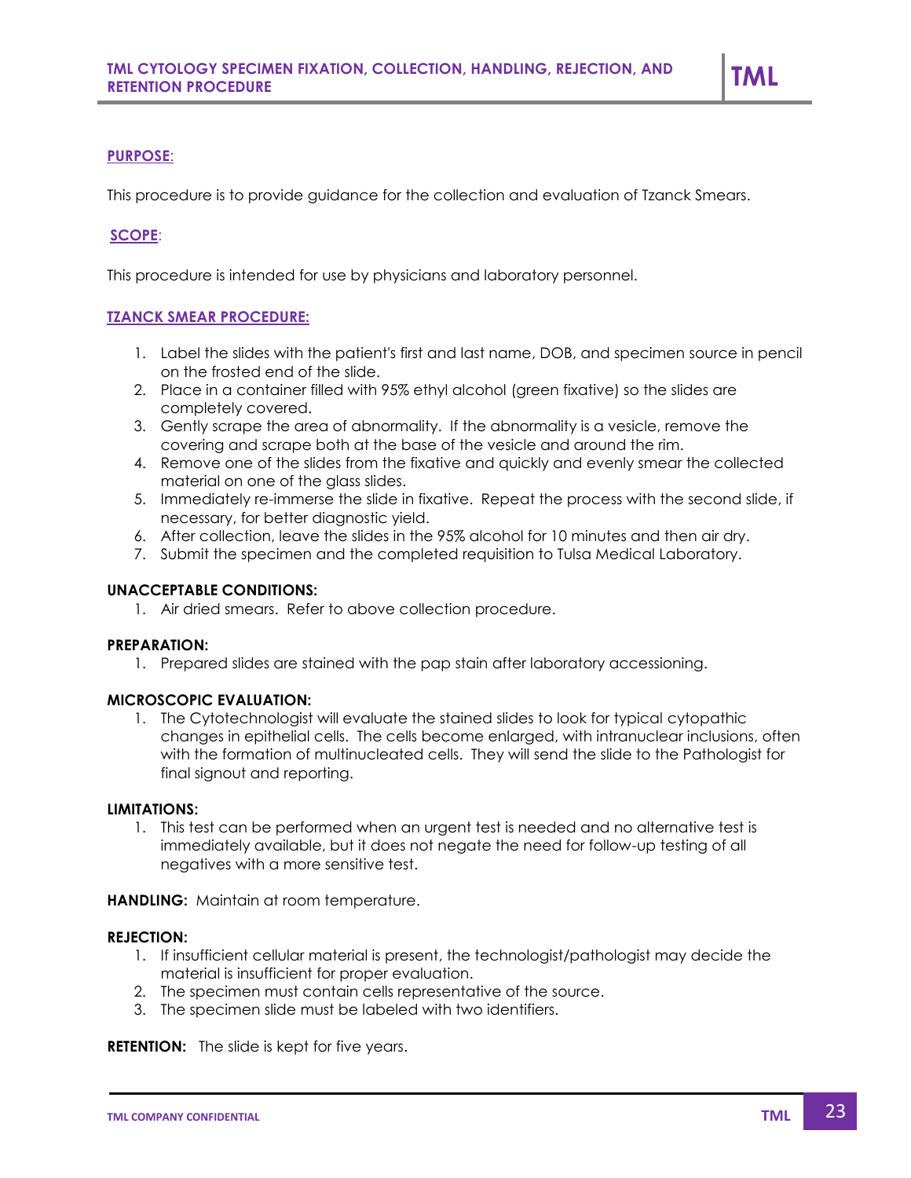## PURPOSE:

This procedure is to provide guidance for the collection and evaluation of Tzanck Smears.

## SCOPE:

This procedure is intended for use by physicians and laboratory personnel.

## TZANCK SMEAR PROCEDURE:

1. Label the slides with the patient's first and last name, DOB, and specimen source in pencil on the frosted end of the slide.
2. Place in a container filled with 95% ethyl alcohol (green fixative) so the slides are completely covered.
3. Gently scrape the area of abnormality. If the abnormality is a vesicle, remove the covering and scrape both at the base of the vesicle and around the rim.
4. Remove one of the slides from the fixative and quickly and evenly smear the collected material on one of the glass slides.
5. Immediately re-immerse the slide in fixative. Repeat the process with the second slide, if necessary, for better diagnostic yield.
6. After collection, leave the slides in the 95% alcohol for 10 minutes and then air dry.
7. Submit the specimen and the completed requisition to Tulsa Medical Laboratory.

**UNACCEPTABLE CONDITIONS:**

1. Air dried smears. Refer to above collection procedure.

**PREPARATION:**

1. Prepared slides are stained with the pap stain after laboratory accessioning.

**MICROSCOPIC EVALUATION:**

1. The Cytotechnologist will evaluate the stained slides to look for typical cytopathic changes in epithelial cells. The cells become enlarged, with intranuclear inclusions, often with the formation of multinucleated cells. They will send the slide to the Pathologist for final signout and reporting.

**LIMITATIONS:**

1. This test can be performed when an urgent test is needed and no alternative test is immediately available, but it does not negate the need for follow-up testing of all negatives with a more sensitive test.

**HANDLING:** Maintain at room temperature.

**REJECTION:**

1. If insufficient cellular material is present, the technologist/pathologist may decide the material is insufficient for proper evaluation.
2. The specimen must contain cells representative of the source.
3. The specimen slide must be labeled with two identifiers.

**RETENTION:** The slide is kept for five years.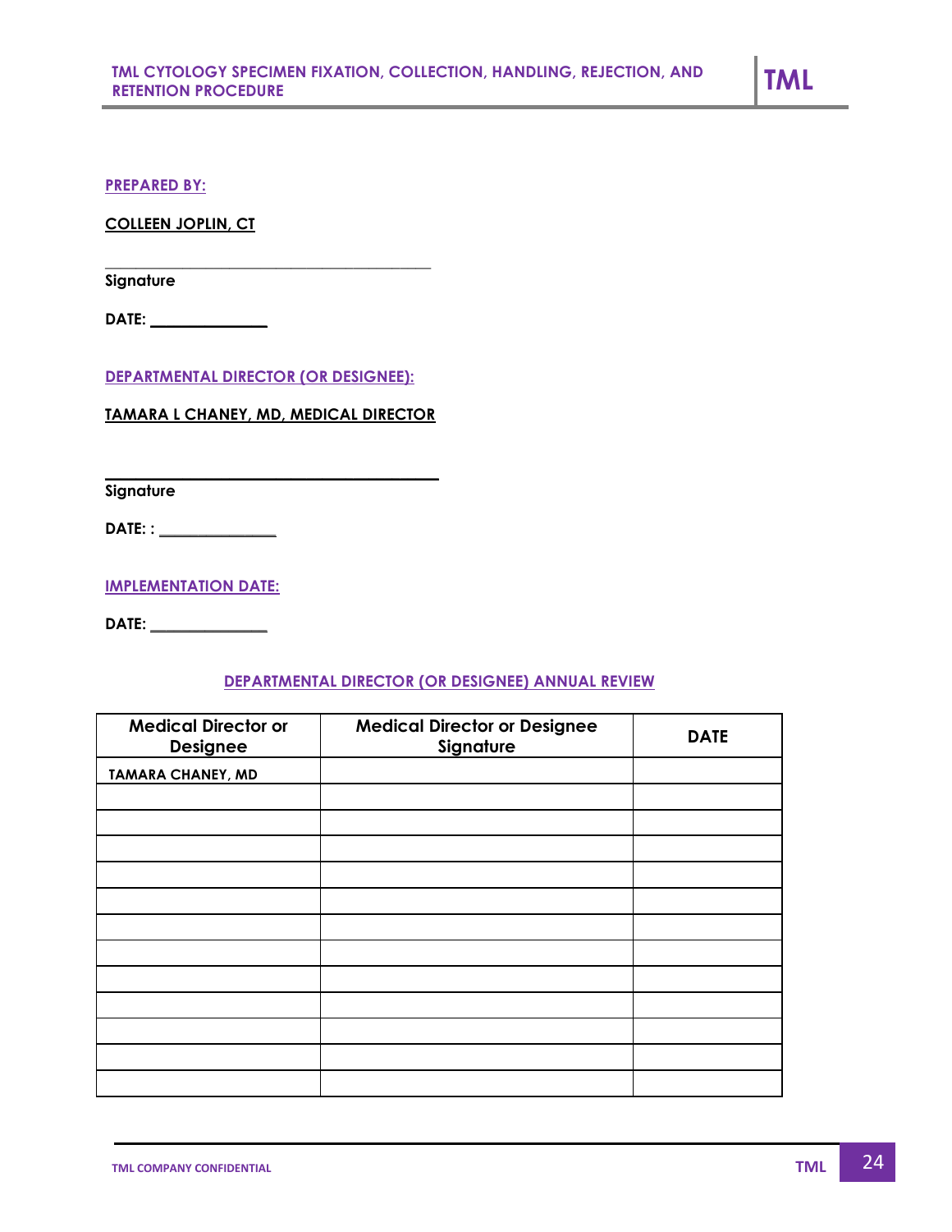**PREPARED BY:**

**COLLEEN JOPLIN, CT**

\_\_\_\_\_\_\_\_\_\_\_\_\_\_\_\_\_\_\_\_\_\_\_\_\_\_\_\_\_\_\_\_\_\_\_\_\_\_\_\_\_\_\_\_

**Signature**

**DATE:** \_\_\_\_\_\_\_\_\_\_\_\_\_\_\_

**DEPARTMENTAL DIRECTOR (OR DESIGNEE):**

**TAMARA L CHANEY, MD, MEDICAL DIRECTOR**

\_\_\_\_\_\_\_\_\_\_\_\_\_\_\_\_\_\_\_\_\_\_\_\_\_\_\_\_\_\_\_\_\_\_\_\_\_\_\_\_\_\_\_\_

**Signature**

**DATE: :** \_\_\_\_\_\_\_\_\_\_\_\_\_\_\_

**IMPLEMENTATION DATE:**

**DATE:** \_\_\_\_\_\_\_\_\_\_\_\_\_\_\_

**DEPARTMENTAL DIRECTOR (OR DESIGNEE) ANNUAL REVIEW**

| Medical Director or Designee | Medical Director or Designee Signature | DATE |
|---|---|---|
| TAMARA CHANEY, MD | | |
| | | |
| | | |
| | | |
| | | |
| | | |
| | | |
| | | |
| | | |
| | | |
| | | |
| | | |
| | | |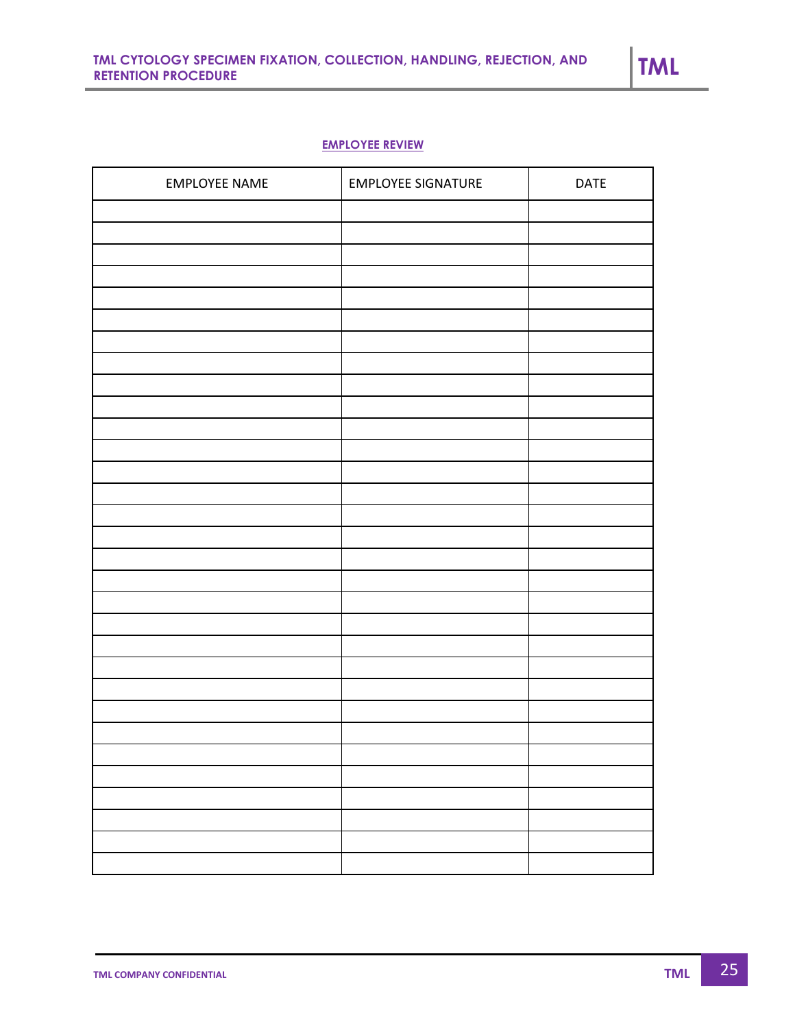## EMPLOYEE REVIEW

| EMPLOYEE NAME | EMPLOYEE SIGNATURE | DATE |
|---|---|---|
| | | |
| | | |
| | | |
| | | |
| | | |
| | | |
| | | |
| | | |
| | | |
| | | |
| | | |
| | | |
| | | |
| | | |
| | | |
| | | |
| | | |
| | | |
| | | |
| | | |
| | | |
| | | |
| | | |
| | | |
| | | |
| | | |
| | | |
| | | |
| | | |
| | | |
| | | |